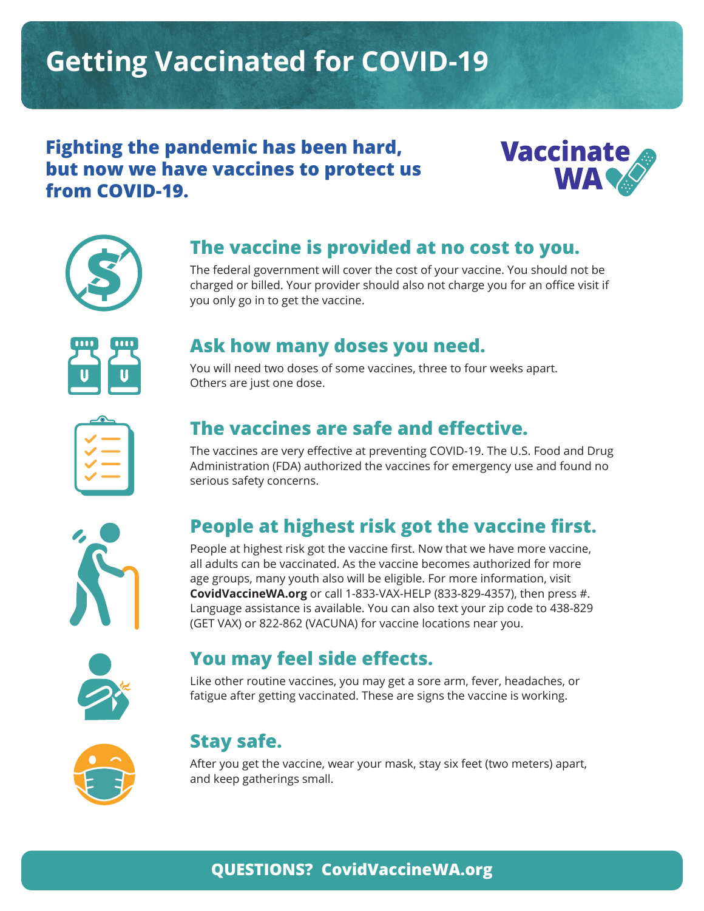# Getting Vaccinated for COVID-19

**Fighting the pandemic has been hard, but now we have vaccines to protect us from COVID-19.**

Vaccinate WA

## The vaccine is provided at no cost to you.

The federal government will cover the cost of your vaccine. You should not be charged or billed. Your provider should also not charge you for an office visit if you only go in to get the vaccine.

## Ask how many doses you need.

You will need two doses of some vaccines, three to four weeks apart. Others are just one dose.

## The vaccines are safe and effective.

The vaccines are very effective at preventing COVID-19. The U.S. Food and Drug Administration (FDA) authorized the vaccines for emergency use and found no serious safety concerns.

## People at highest risk got the vaccine first.

People at highest risk got the vaccine first. Now that we have more vaccine, all adults can be vaccinated. As the vaccine becomes authorized for more age groups, many youth also will be eligible. For more information, visit **CovidVaccineWA.org** or call 1-833-VAX-HELP (833-829-4357), then press #. Language assistance is available. You can also text your zip code to 438-829 (GET VAX) or 822-862 (VACUNA) for vaccine locations near you.

## You may feel side effects.

Like other routine vaccines, you may get a sore arm, fever, headaches, or fatigue after getting vaccinated. These are signs the vaccine is working.

## Stay safe.

After you get the vaccine, wear your mask, stay six feet (two meters) apart, and keep gatherings small.

**QUESTIONS? CovidVaccineWA.org**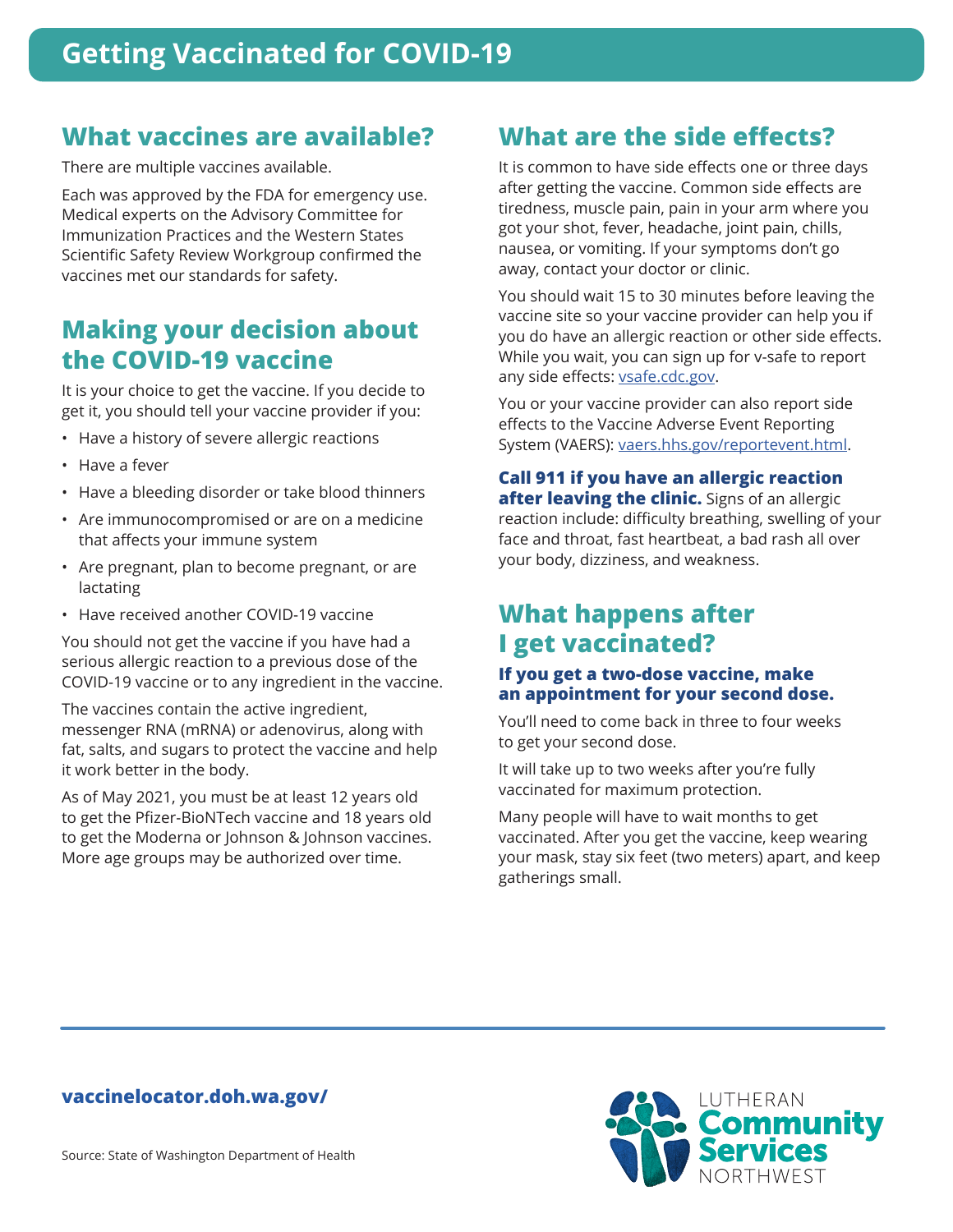# Getting Vaccinated for COVID-19

## What vaccines are available?

There are multiple vaccines available.

Each was approved by the FDA for emergency use. Medical experts on the Advisory Committee for Immunization Practices and the Western States Scientific Safety Review Workgroup confirmed the vaccines met our standards for safety.

## Making your decision about the COVID-19 vaccine

It is your choice to get the vaccine. If you decide to get it, you should tell your vaccine provider if you:

- Have a history of severe allergic reactions
- Have a fever
- Have a bleeding disorder or take blood thinners
- Are immunocompromised or are on a medicine that affects your immune system
- Are pregnant, plan to become pregnant, or are lactating
- Have received another COVID-19 vaccine

You should not get the vaccine if you have had a serious allergic reaction to a previous dose of the COVID-19 vaccine or to any ingredient in the vaccine.

The vaccines contain the active ingredient, messenger RNA (mRNA) or adenovirus, along with fat, salts, and sugars to protect the vaccine and help it work better in the body.

As of May 2021, you must be at least 12 years old to get the Pfizer-BioNTech vaccine and 18 years old to get the Moderna or Johnson & Johnson vaccines. More age groups may be authorized over time.

## What are the side effects?

It is common to have side effects one or three days after getting the vaccine. Common side effects are tiredness, muscle pain, pain in your arm where you got your shot, fever, headache, joint pain, chills, nausea, or vomiting. If your symptoms don't go away, contact your doctor or clinic.

You should wait 15 to 30 minutes before leaving the vaccine site so your vaccine provider can help you if you do have an allergic reaction or other side effects. While you wait, you can sign up for v-safe to report any side effects: vsafe.cdc.gov.

You or your vaccine provider can also report side effects to the Vaccine Adverse Event Reporting System (VAERS): vaers.hhs.gov/reportevent.html.

**Call 911 if you have an allergic reaction after leaving the clinic.** Signs of an allergic reaction include: difficulty breathing, swelling of your face and throat, fast heartbeat, a bad rash all over your body, dizziness, and weakness.

## What happens after I get vaccinated?

**If you get a two-dose vaccine, make an appointment for your second dose.**

You'll need to come back in three to four weeks to get your second dose.

It will take up to two weeks after you're fully vaccinated for maximum protection.

Many people will have to wait months to get vaccinated. After you get the vaccine, keep wearing your mask, stay six feet (two meters) apart, and keep gatherings small.

---

**vaccinelocator.doh.wa.gov/**

Source: State of Washington Department of Health

LUTHERAN Community Services NORTHWEST